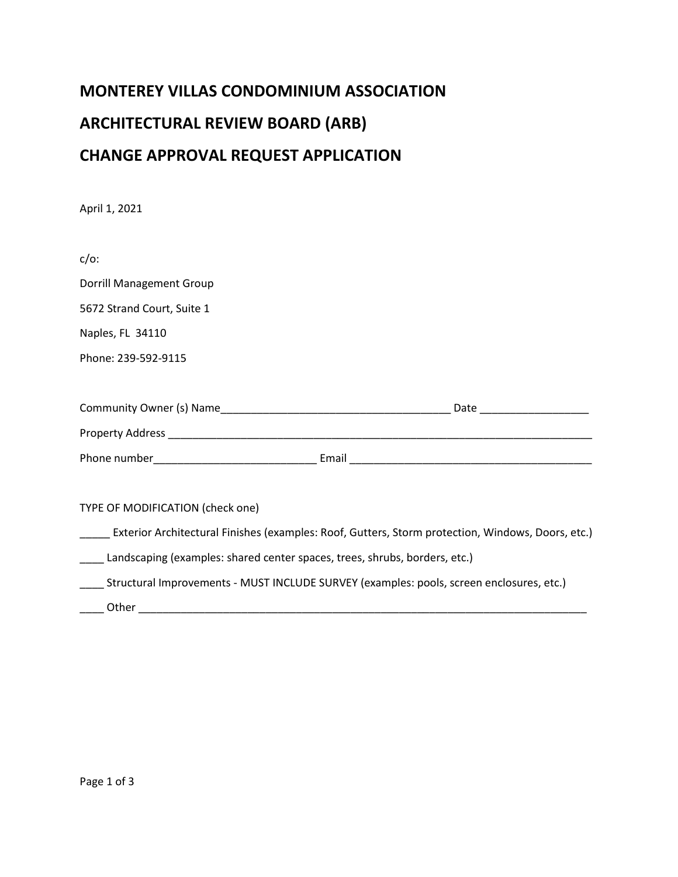# MONTEREY VILLAS CONDOMINIUM ASSOCIATION

# ARCHITECTURAL REVIEW BOARD (ARB)

# CHANGE APPROVAL REQUEST APPLICATION

April 1, 2021

c/o:

Dorrill Management Group

5672 Strand Court, Suite 1

Naples, FL  34110

Phone: 239-592-9115

Community Owner (s) Name______________________________________ Date _________________

Property Address ______________________________________________________________________

Phone number__________________________ Email ______________________________________

TYPE OF MODIFICATION (check one)

_____ Exterior Architectural Finishes (examples: Roof, Gutters, Storm protection, Windows, Doors, etc.)

____ Landscaping (examples: shared center spaces, trees, shrubs, borders, etc.)

____ Structural Improvements - MUST INCLUDE SURVEY (examples: pools, screen enclosures, etc.)

____ Other ___________________________________________________________________________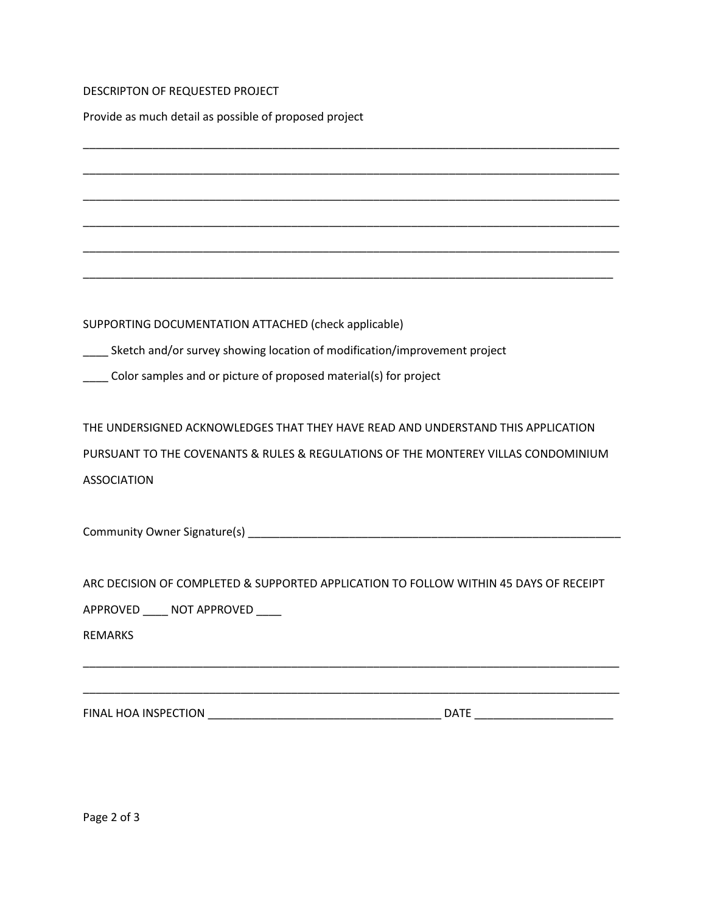DESCRIPTON OF REQUESTED PROJECT

Provide as much detail as possible of proposed project

_____________________________________________________________________________________

_____________________________________________________________________________________

_____________________________________________________________________________________

_____________________________________________________________________________________

_____________________________________________________________________________________

____________________________________________________________________________________

SUPPORTING DOCUMENTATION ATTACHED (check applicable)

____ Sketch and/or survey showing location of modification/improvement project

____ Color samples and or picture of proposed material(s) for project

THE UNDERSIGNED ACKNOWLEDGES THAT THEY HAVE READ AND UNDERSTAND THIS APPLICATION PURSUANT TO THE COVENANTS & RULES & REGULATIONS OF THE MONTEREY VILLAS CONDOMINIUM ASSOCIATION

Community Owner Signature(s) ______________________________________________________________

ARC DECISION OF COMPLETED & SUPPORTED APPLICATION TO FOLLOW WITHIN 45 DAYS OF RECEIPT

APPROVED ____ NOT APPROVED ____

REMARKS

_____________________________________________________________________________________

_____________________________________________________________________________________

FINAL HOA INSPECTION _____________________________________ DATE ______________________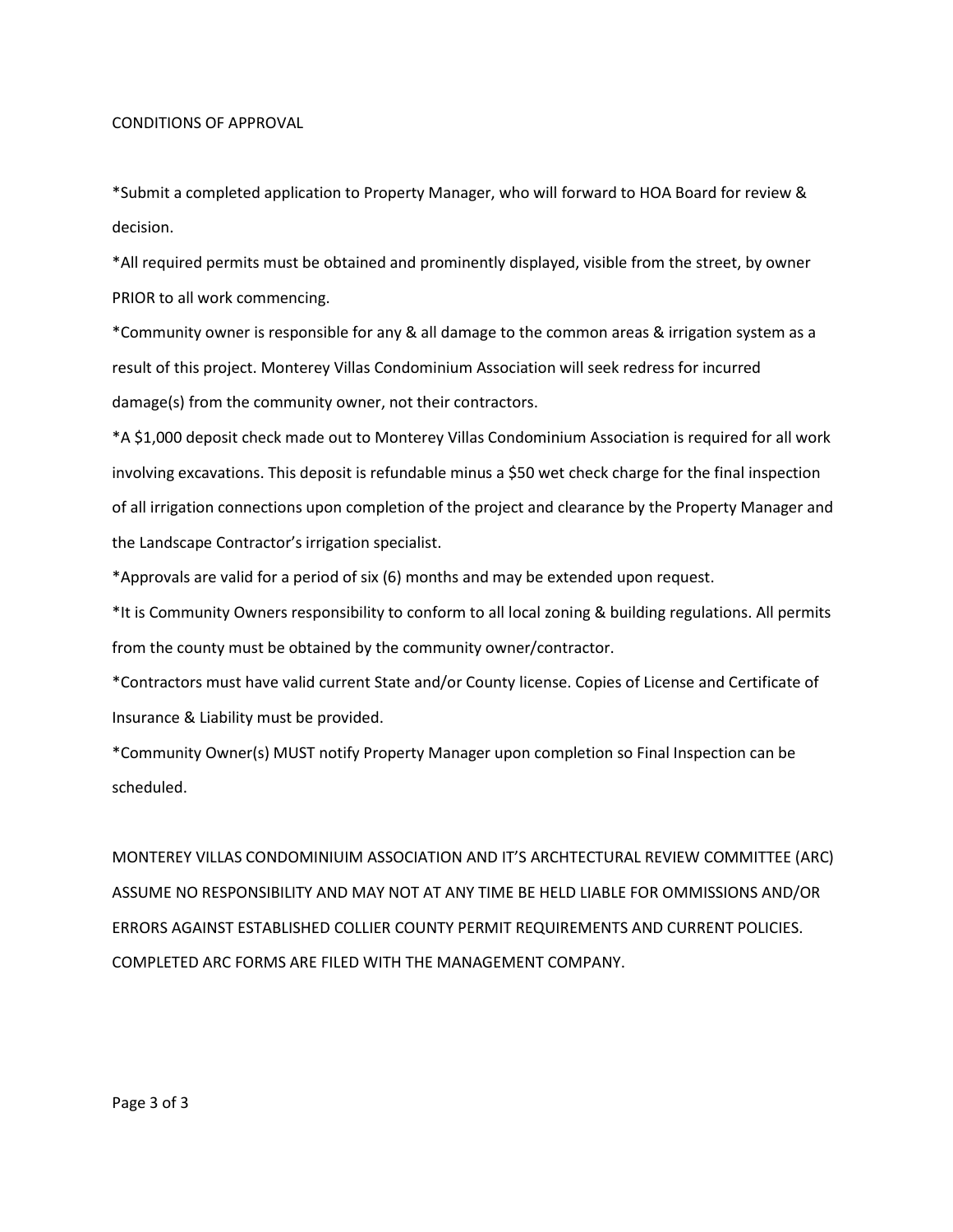CONDITIONS OF APPROVAL

*Submit a completed application to Property Manager, who will forward to HOA Board for review & decision.

*All required permits must be obtained and prominently displayed, visible from the street, by owner PRIOR to all work commencing.

*Community owner is responsible for any & all damage to the common areas & irrigation system as a result of this project. Monterey Villas Condominium Association will seek redress for incurred damage(s) from the community owner, not their contractors.

*A $1,000 deposit check made out to Monterey Villas Condominium Association is required for all work involving excavations. This deposit is refundable minus a $50 wet check charge for the final inspection of all irrigation connections upon completion of the project and clearance by the Property Manager and the Landscape Contractor's irrigation specialist.

*Approvals are valid for a period of six (6) months and may be extended upon request.

*It is Community Owners responsibility to conform to all local zoning & building regulations. All permits from the county must be obtained by the community owner/contractor.

*Contractors must have valid current State and/or County license. Copies of License and Certificate of Insurance & Liability must be provided.

*Community Owner(s) MUST notify Property Manager upon completion so Final Inspection can be scheduled.

MONTEREY VILLAS CONDOMINIUIM ASSOCIATION AND IT'S ARCHTECTURAL REVIEW COMMITTEE (ARC) ASSUME NO RESPONSIBILITY AND MAY NOT AT ANY TIME BE HELD LIABLE FOR OMMISSIONS AND/OR ERRORS AGAINST ESTABLISHED COLLIER COUNTY PERMIT REQUIREMENTS AND CURRENT POLICIES. COMPLETED ARC FORMS ARE FILED WITH THE MANAGEMENT COMPANY.